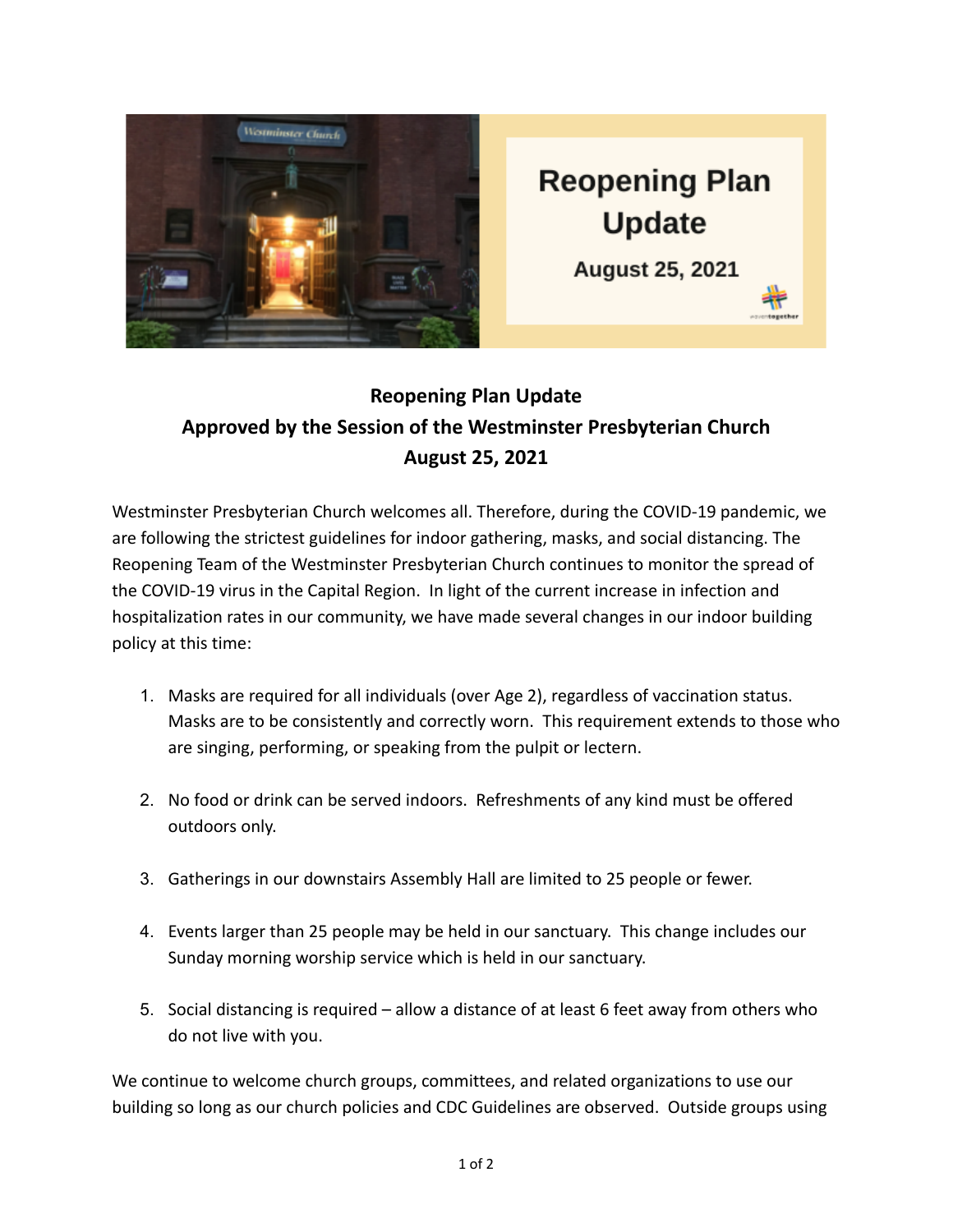## Reopening Plan Update

## Approved by the Session of the Westminster Presbyterian Church

## August 25, 2021

Westminster Presbyterian Church welcomes all. Therefore, during the COVID-19 pandemic, we are following the strictest guidelines for indoor gathering, masks, and social distancing. The Reopening Team of the Westminster Presbyterian Church continues to monitor the spread of the COVID-19 virus in the Capital Region. In light of the current increase in infection and hospitalization rates in our community, we have made several changes in our indoor building policy at this time:

1. Masks are required for all individuals (over Age 2), regardless of vaccination status. Masks are to be consistently and correctly worn. This requirement extends to those who are singing, performing, or speaking from the pulpit or lectern.

2. No food or drink can be served indoors. Refreshments of any kind must be offered outdoors only.

3. Gatherings in our downstairs Assembly Hall are limited to 25 people or fewer.

4. Events larger than 25 people may be held in our sanctuary. This change includes our Sunday morning worship service which is held in our sanctuary.

5. Social distancing is required – allow a distance of at least 6 feet away from others who do not live with you.

We continue to welcome church groups, committees, and related organizations to use our building so long as our church policies and CDC Guidelines are observed. Outside groups using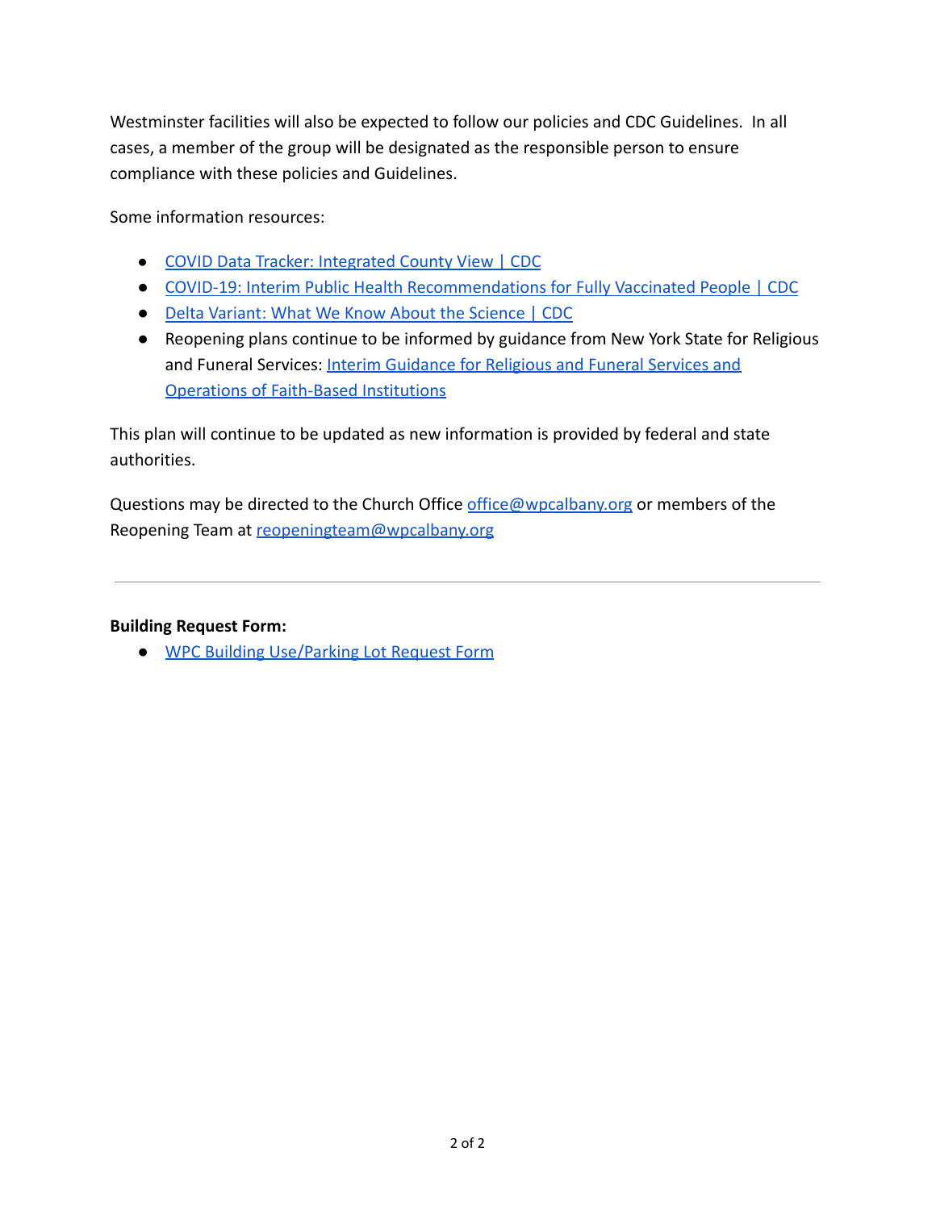Westminster facilities will also be expected to follow our policies and CDC Guidelines. In all cases, a member of the group will be designated as the responsible person to ensure compliance with these policies and Guidelines.

Some information resources:

- COVID Data Tracker: Integrated County View | CDC
- COVID-19: Interim Public Health Recommendations for Fully Vaccinated People | CDC
- Delta Variant: What We Know About the Science | CDC
- Reopening plans continue to be informed by guidance from New York State for Religious and Funeral Services: Interim Guidance for Religious and Funeral Services and Operations of Faith-Based Institutions

This plan will continue to be updated as new information is provided by federal and state authorities.

Questions may be directed to the Church Office office@wpcalbany.org or members of the Reopening Team at reopeningteam@wpcalbany.org

---

**Building Request Form:**

- WPC Building Use/Parking Lot Request Form